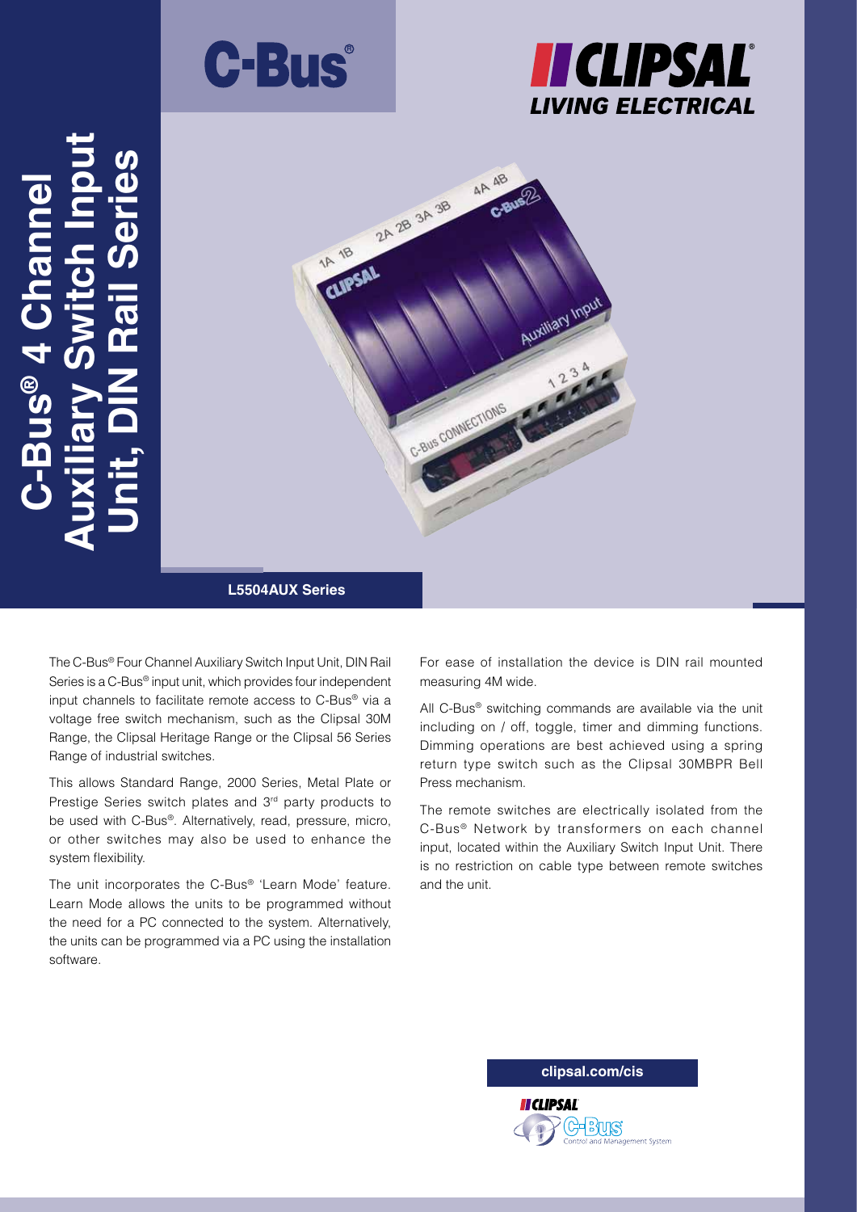# C-Bus® 4 Channel Auxiliary Switch Input Unit, DIN Rail Series

C-Bus®

CLIPSAL LIVING ELECTRICAL

**L5504AUX Series**

The C-Bus® Four Channel Auxiliary Switch Input Unit, DIN Rail Series is a C-Bus® input unit, which provides four independent input channels to facilitate remote access to C-Bus® via a voltage free switch mechanism, such as the Clipsal 30M Range, the Clipsal Heritage Range or the Clipsal 56 Series Range of industrial switches.

This allows Standard Range, 2000 Series, Metal Plate or Prestige Series switch plates and 3rd party products to be used with C-Bus®. Alternatively, read, pressure, micro, or other switches may also be used to enhance the system flexibility.

The unit incorporates the C-Bus® 'Learn Mode' feature. Learn Mode allows the units to be programmed without the need for a PC connected to the system. Alternatively, the units can be programmed via a PC using the installation software.

For ease of installation the device is DIN rail mounted measuring 4M wide.

All C-Bus® switching commands are available via the unit including on / off, toggle, timer and dimming functions. Dimming operations are best achieved using a spring return type switch such as the Clipsal 30MBPR Bell Press mechanism.

The remote switches are electrically isolated from the C-Bus® Network by transformers on each channel input, located within the Auxiliary Switch Input Unit. There is no restriction on cable type between remote switches and the unit.

**clipsal.com/cis**

CLIPSAL C-Bus Control and Management System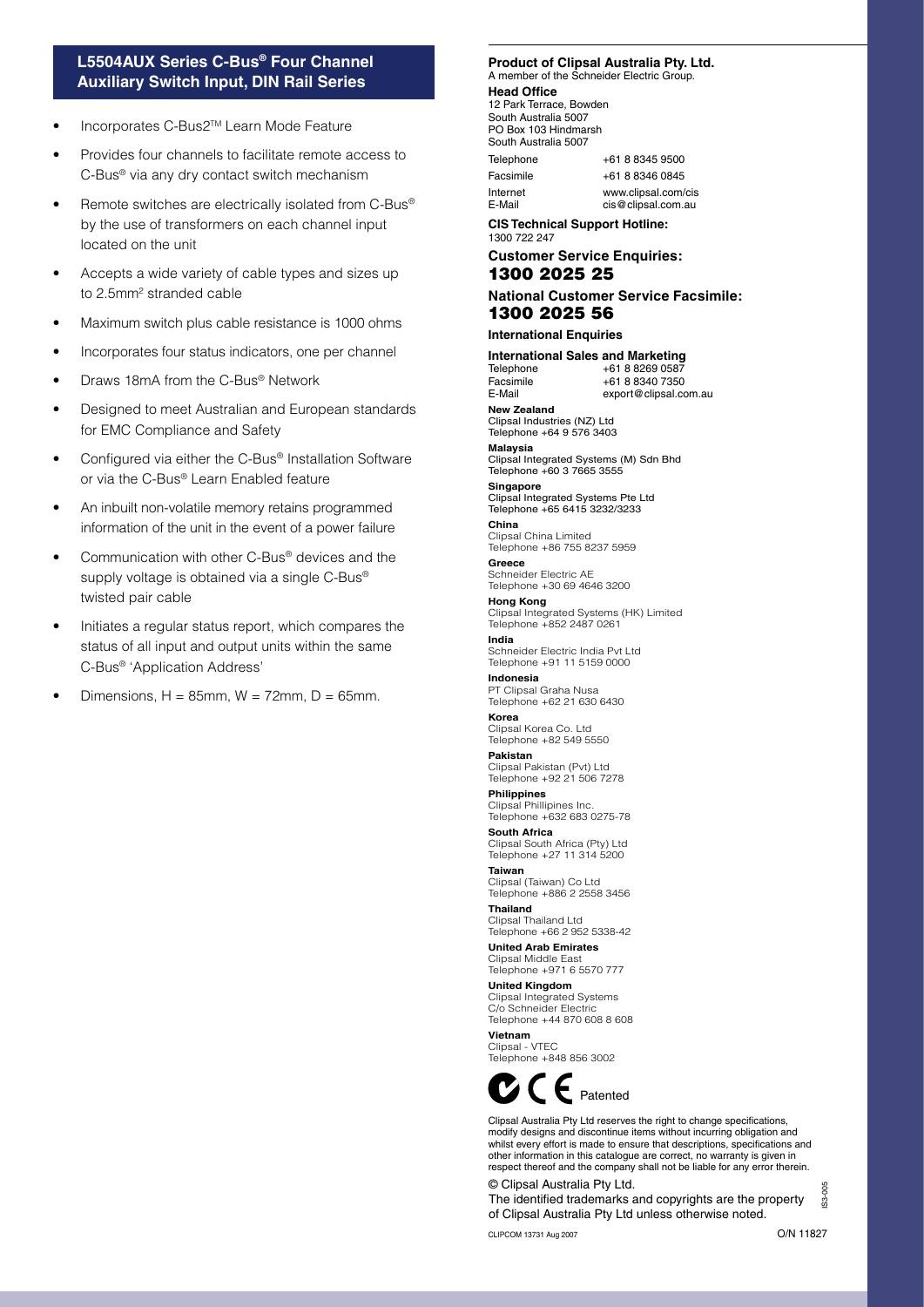## L5504AUX Series C-Bus® Four Channel Auxiliary Switch Input, DIN Rail Series

- Incorporates C-Bus2™ Learn Mode Feature
- Provides four channels to facilitate remote access to C-Bus® via any dry contact switch mechanism
- Remote switches are electrically isolated from C-Bus® by the use of transformers on each channel input located on the unit
- Accepts a wide variety of cable types and sizes up to 2.5mm² stranded cable
- Maximum switch plus cable resistance is 1000 ohms
- Incorporates four status indicators, one per channel
- Draws 18mA from the C-Bus® Network
- Designed to meet Australian and European standards for EMC Compliance and Safety
- Configured via either the C-Bus® Installation Software or via the C-Bus® Learn Enabled feature
- An inbuilt non-volatile memory retains programmed information of the unit in the event of a power failure
- Communication with other C-Bus® devices and the supply voltage is obtained via a single C-Bus® twisted pair cable
- Initiates a regular status report, which compares the status of all input and output units within the same C-Bus® 'Application Address'
- Dimensions, H = 85mm, W = 72mm, D = 65mm.

**Product of Clipsal Australia Pty. Ltd.**
A member of the Schneider Electric Group.

**Head Office**
12 Park Terrace, Bowden
South Australia 5007
PO Box 103 Hindmarsh
South Australia 5007

| | |
|---|---|
| Telephone | +61 8 8345 9500 |
| Facsimile | +61 8 8346 0845 |
| Internet | www.clipsal.com/cis |
| E-Mail | cis@clipsal.com.au |

**CIS Technical Support Hotline:**
1300 722 247

**Customer Service Enquiries:**
**1300 2025 25**

**National Customer Service Facsimile:**
**1300 2025 56**

**International Enquiries**

**International Sales and Marketing**

| | |
|---|---|
| Telephone | +61 8 8269 0587 |
| Facsimile | +61 8 8340 7350 |
| E-Mail | export@clipsal.com.au |

**New Zealand**
Clipsal Industries (NZ) Ltd
Telephone +64 9 576 3403

**Malaysia**
Clipsal Integrated Systems (M) Sdn Bhd
Telephone +60 3 7665 3555

**Singapore**
Clipsal Integrated Systems Pte Ltd
Telephone +65 6415 3232/3233

**China**
Clipsal China Limited
Telephone +86 755 8237 5959

**Greece**
Schneider Electric AE
Telephone +30 69 4646 3200

**Hong Kong**
Clipsal Integrated Systems (HK) Limited
Telephone +852 2487 0261

**India**
Schneider Electric India Pvt Ltd
Telephone +91 11 5159 0000

**Indonesia**
PT Clipsal Graha Nusa
Telephone +62 21 630 6430

**Korea**
Clipsal Korea Co. Ltd
Telephone +82 549 5550

**Pakistan**
Clipsal Pakistan (Pvt) Ltd
Telephone +92 21 506 7278

**Philippines**
Clipsal Phillipines Inc.
Telephone +632 683 0275-78

**South Africa**
Clipsal South Africa (Pty) Ltd
Telephone +27 11 314 5200

**Taiwan**
Clipsal (Taiwan) Co Ltd
Telephone +886 2 2558 3456

**Thailand**
Clipsal Thailand Ltd
Telephone +66 2 952 5338-42

**United Arab Emirates**
Clipsal Middle East
Telephone +971 6 5570 777

**United Kingdom**
Clipsal Integrated Systems
C/o Schneider Electric
Telephone +44 870 608 8 608

**Vietnam**
Clipsal - VTEC
Telephone +848 856 3002

CE Patented

Clipsal Australia Pty Ltd reserves the right to change specifications, modify designs and discontinue items without incurring obligation and whilst every effort is made to ensure that descriptions, specifications and other information in this catalogue are correct, no warranty is given in respect thereof and the company shall not be liable for any error therein.

© Clipsal Australia Pty Ltd.
The identified trademarks and copyrights are the property of Clipsal Australia Pty Ltd unless otherwise noted.

IS3-005

CLIPCOM 13731 Aug 2007

O/N 11827